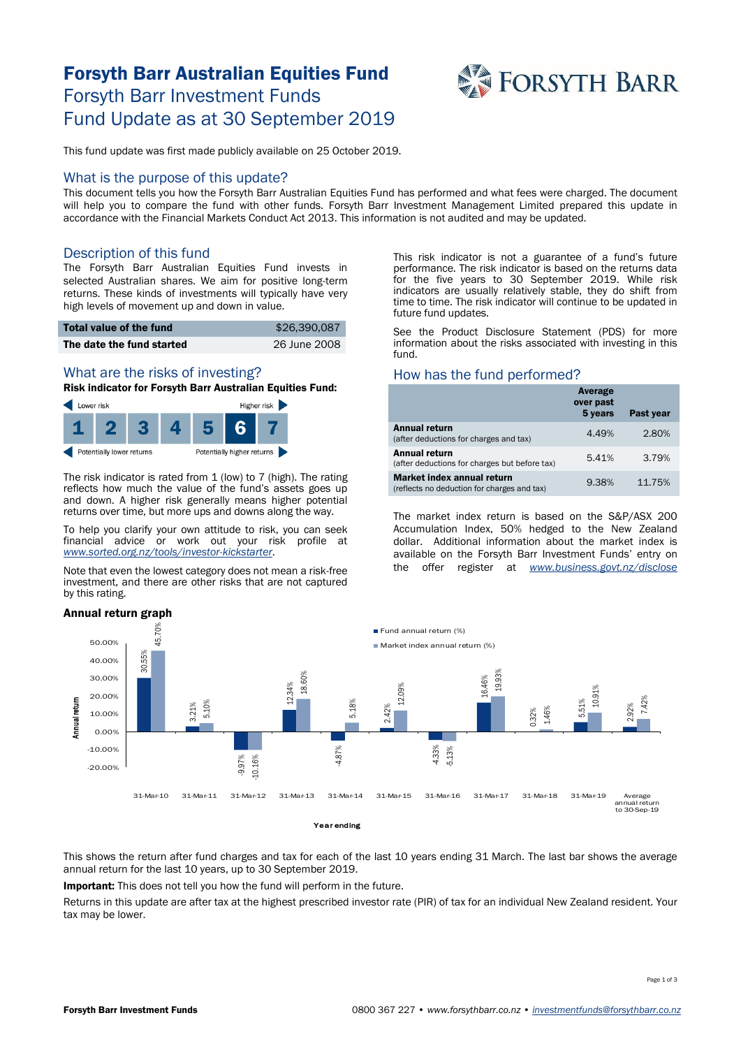# Forsyth Barr Australian Equities Fund

## Forsyth Barr Investment Funds
## Fund Update as at 30 September 2019

FORSYTH BARR

This fund update was first made publicly available on 25 October 2019.

## What is the purpose of this update?

This document tells you how the Forsyth Barr Australian Equities Fund has performed and what fees were charged. The document will help you to compare the fund with other funds. Forsyth Barr Investment Management Limited prepared this update in accordance with the Financial Markets Conduct Act 2013. This information is not audited and may be updated.

## Description of this fund

The Forsyth Barr Australian Equities Fund invests in selected Australian shares. We aim for positive long-term returns. These kinds of investments will typically have very high levels of movement up and down in value.

| | |
|---|---|
| **Total value of the fund** | $26,390,087 |
| **The date the fund started** | 26 June 2008 |

## What are the risks of investing?

**Risk indicator for Forsyth Barr Australian Equities Fund:**

Lower risk — Higher risk

1 2 3 4 5 **6** 7

Potentially lower returns — Potentially higher returns

The risk indicator is rated from 1 (low) to 7 (high). The rating reflects how much the value of the fund's assets goes up and down. A higher risk generally means higher potential returns over time, but more ups and downs along the way.

To help you clarify your own attitude to risk, you can seek financial advice or work out your risk profile at *www.sorted.org.nz/tools/investor-kickstarter*.

Note that even the lowest category does not mean a risk-free investment, and there are other risks that are not captured by this rating.

This risk indicator is not a guarantee of a fund's future performance. The risk indicator is based on the returns data for the five years to 30 September 2019. While risk indicators are usually relatively stable, they do shift from time to time. The risk indicator will continue to be updated in future fund updates.

See the Product Disclosure Statement (PDS) for more information about the risks associated with investing in this fund.

## How has the fund performed?

| | Average over past 5 years | Past year |
|---|---|---|
| **Annual return** (after deductions for charges and tax) | 4.49% | 2.80% |
| **Annual return** (after deductions for charges but before tax) | 5.41% | 3.79% |
| **Market index annual return** (reflects no deduction for charges and tax) | 9.38% | 11.75% |

The market index return is based on the S&P/ASX 200 Accumulation Index, 50% hedged to the New Zealand dollar. Additional information about the market index is available on the Forsyth Barr Investment Funds' entry on the offer register at *www.business.govt.nz/disclose*

### Annual return graph

Fund annual return (%)
Market index annual return (%)

Annual return
50.00%
40.00%
30.00%
20.00%
10.00%
0.00%
-10.00%
-20.00%

31-Mar-10: 30.55%, 45.70%
31-Mar-11: 3.21%, 5.10%
31-Mar-12: -9.97%, -10.16%
31-Mar-13: 12.34%, 18.60%
31-Mar-14: -4.87%, 5.18%
31-Mar-15: 2.42%, 12.09%
31-Mar-16: -4.33%, -5.13%
31-Mar-17: 16.46%, 19.93%
31-Mar-18: 0.32%, 1.46%
31-Mar-19: 5.51%, 10.91%
Average annual return to 30-Sep-19: 2.92%, 7.42%

Year ending

This shows the return after fund charges and tax for each of the last 10 years ending 31 March. The last bar shows the average annual return for the last 10 years, up to 30 September 2019.

**Important:** This does not tell you how the fund will perform in the future.

Returns in this update are after tax at the highest prescribed investor rate (PIR) of tax for an individual New Zealand resident. Your tax may be lower.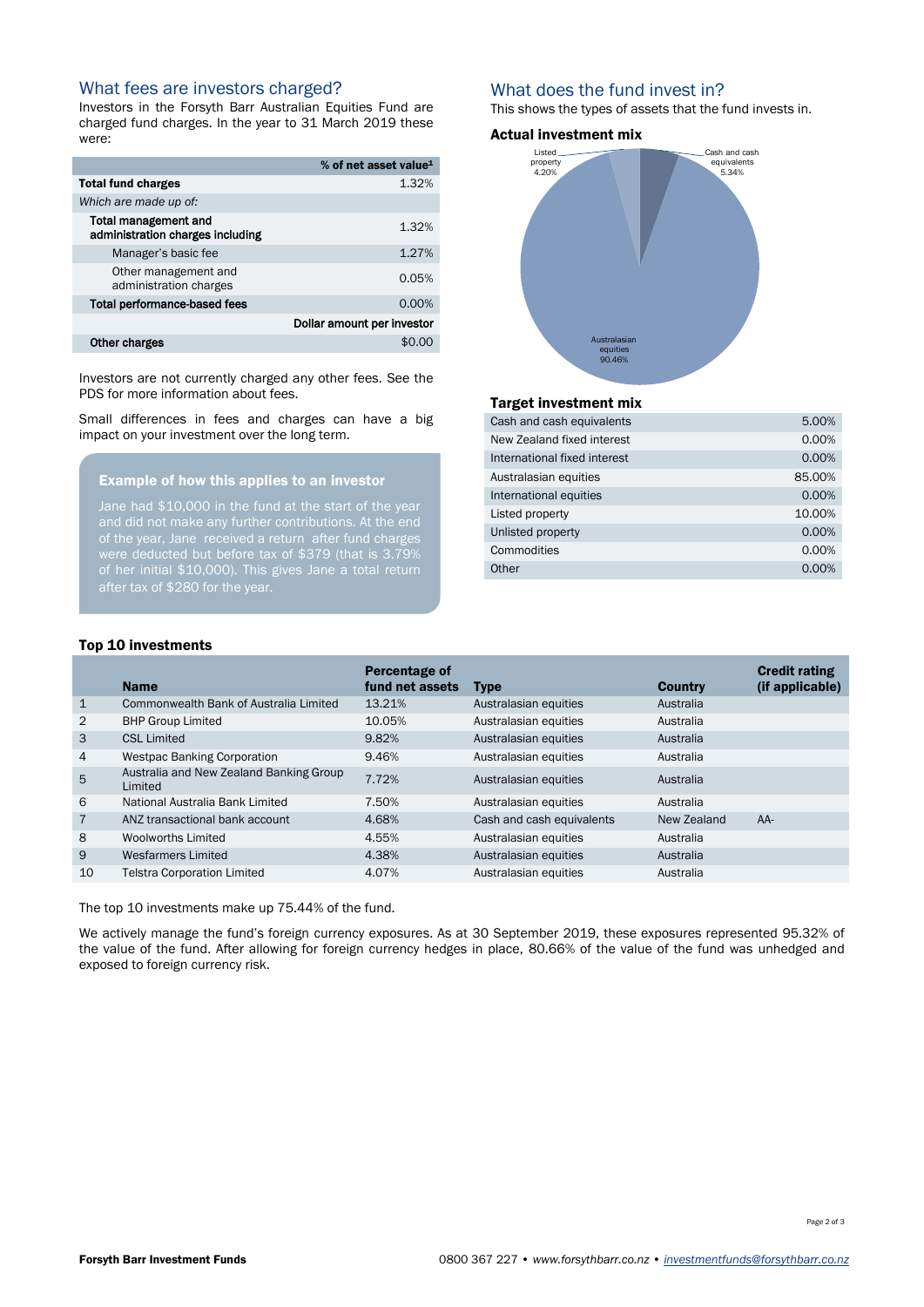## What fees are investors charged?

Investors in the Forsyth Barr Australian Equities Fund are charged fund charges. In the year to 31 March 2019 these were:

| | % of net asset value[1] |
|---|---|
| **Total fund charges** | 1.32% |
| *Which are made up of:* | |
| Total management and administration charges including | 1.32% |
| Manager's basic fee | 1.27% |
| Other management and administration charges | 0.05% |
| Total performance-based fees | 0.00% |
| | **Dollar amount per investor** |
| **Other charges** | $0.00 |

Investors are not currently charged any other fees. See the PDS for more information about fees.

Small differences in fees and charges can have a big impact on your investment over the long term.

### Example of how this applies to an investor

Jane had $10,000 in the fund at the start of the year and did not make any further contributions. At the end of the year, Jane received a return after fund charges were deducted but before tax of $379 (that is 3.79% of her initial $10,000). This gives Jane a total return after tax of $280 for the year.

## What does the fund invest in?

This shows the types of assets that the fund invests in.

### Actual investment mix

Listed property 4.20%
Cash and cash equivalents 5.34%
Australasian equities 90.46%

### Target investment mix

| | |
|---|---|
| Cash and cash equivalents | 5.00% |
| New Zealand fixed interest | 0.00% |
| International fixed interest | 0.00% |
| Australasian equities | 85.00% |
| International equities | 0.00% |
| Listed property | 10.00% |
| Unlisted property | 0.00% |
| Commodities | 0.00% |
| Other | 0.00% |

### Top 10 investments

| | Name | Percentage of fund net assets | Type | Country | Credit rating (if applicable) |
|---|---|---|---|---|---|
| 1 | Commonwealth Bank of Australia Limited | 13.21% | Australasian equities | Australia | |
| 2 | BHP Group Limited | 10.05% | Australasian equities | Australia | |
| 3 | CSL Limited | 9.82% | Australasian equities | Australia | |
| 4 | Westpac Banking Corporation | 9.46% | Australasian equities | Australia | |
| 5 | Australia and New Zealand Banking Group Limited | 7.72% | Australasian equities | Australia | |
| 6 | National Australia Bank Limited | 7.50% | Australasian equities | Australia | |
| 7 | ANZ transactional bank account | 4.68% | Cash and cash equivalents | New Zealand | AA- |
| 8 | Woolworths Limited | 4.55% | Australasian equities | Australia | |
| 9 | Wesfarmers Limited | 4.38% | Australasian equities | Australia | |
| 10 | Telstra Corporation Limited | 4.07% | Australasian equities | Australia | |

The top 10 investments make up 75.44% of the fund.

We actively manage the fund's foreign currency exposures. As at 30 September 2019, these exposures represented 95.32% of the value of the fund. After allowing for foreign currency hedges in place, 80.66% of the value of the fund was unhedged and exposed to foreign currency risk.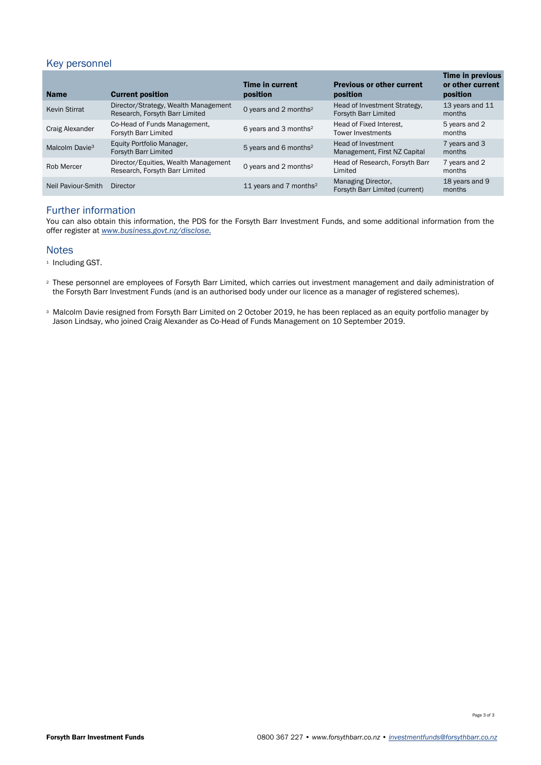## Key personnel

| Name | Current position | Time in current position | Previous or other current position | Time in previous or other current position |
|---|---|---|---|---|
| Kevin Stirrat | Director/Strategy, Wealth Management Research, Forsyth Barr Limited | 0 years and 2 months[2] | Head of Investment Strategy, Forsyth Barr Limited | 13 years and 11 months |
| Craig Alexander | Co-Head of Funds Management, Forsyth Barr Limited | 6 years and 3 months[2] | Head of Fixed Interest, Tower Investments | 5 years and 2 months |
| Malcolm Davie[3] | Equity Portfolio Manager, Forsyth Barr Limited | 5 years and 6 months[2] | Head of Investment Management, First NZ Capital | 7 years and 3 months |
| Rob Mercer | Director/Equities, Wealth Management Research, Forsyth Barr Limited | 0 years and 2 months[2] | Head of Research, Forsyth Barr Limited | 7 years and 2 months |
| Neil Paviour-Smith | Director | 11 years and 7 months[2] | Managing Director, Forsyth Barr Limited (current) | 18 years and 9 months |

## Further information

You can also obtain this information, the PDS for the Forsyth Barr Investment Funds, and some additional information from the offer register at *www.business.govt.nz/disclose.*

## Notes

[1] Including GST.

[2] These personnel are employees of Forsyth Barr Limited, which carries out investment management and daily administration of the Forsyth Barr Investment Funds (and is an authorised body under our licence as a manager of registered schemes).

[3] Malcolm Davie resigned from Forsyth Barr Limited on 2 October 2019, he has been replaced as an equity portfolio manager by Jason Lindsay, who joined Craig Alexander as Co-Head of Funds Management on 10 September 2019.

**Forsyth Barr Investment Funds** 0800 367 227 • *www.forsythbarr.co.nz* • *investmentfunds@forsythbarr.co.nz*